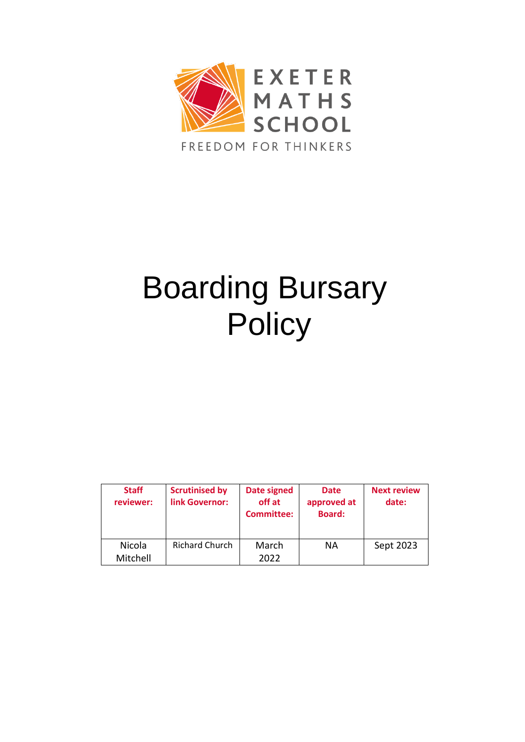EXETER MATHS SCHOOL

FREEDOM FOR THINKERS

# Boarding Bursary Policy

| Staff reviewer: | Scrutinised by link Governor: | Date signed off at Committee: | Date approved at Board: | Next review date: |
|---|---|---|---|---|
| Nicola Mitchell | Richard Church | March 2022 | NA | Sept 2023 |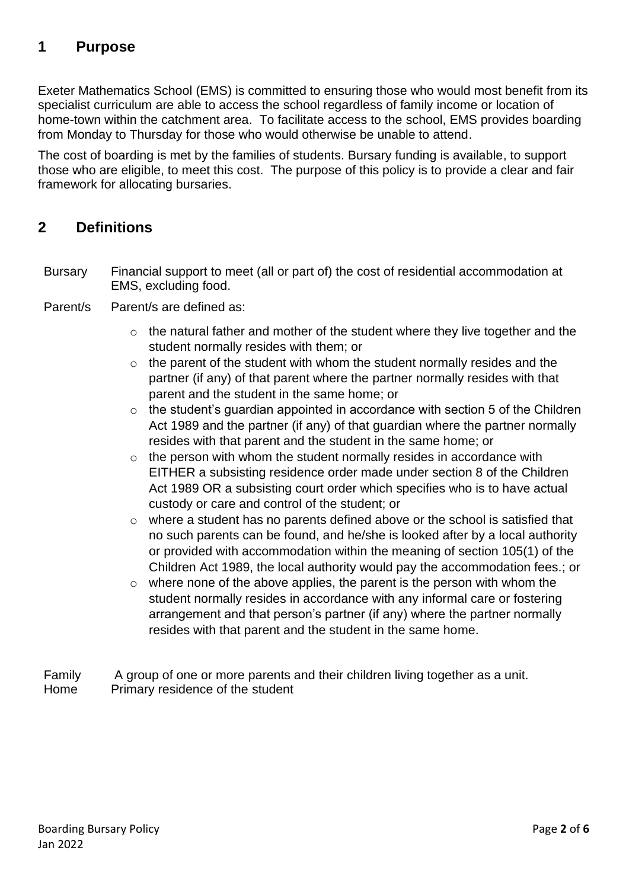## 1 Purpose

Exeter Mathematics School (EMS) is committed to ensuring those who would most benefit from its specialist curriculum are able to access the school regardless of family income or location of home-town within the catchment area. To facilitate access to the school, EMS provides boarding from Monday to Thursday for those who would otherwise be unable to attend.

The cost of boarding is met by the families of students. Bursary funding is available, to support those who are eligible, to meet this cost. The purpose of this policy is to provide a clear and fair framework for allocating bursaries.

## 2 Definitions

**Bursary** Financial support to meet (all or part of) the cost of residential accommodation at EMS, excluding food.

**Parent/s** Parent/s are defined as:

- the natural father and mother of the student where they live together and the student normally resides with them; or
- the parent of the student with whom the student normally resides and the partner (if any) of that parent where the partner normally resides with that parent and the student in the same home; or
- the student's guardian appointed in accordance with section 5 of the Children Act 1989 and the partner (if any) of that guardian where the partner normally resides with that parent and the student in the same home; or
- the person with whom the student normally resides in accordance with EITHER a subsisting residence order made under section 8 of the Children Act 1989 OR a subsisting court order which specifies who is to have actual custody or care and control of the student; or
- where a student has no parents defined above or the school is satisfied that no such parents can be found, and he/she is looked after by a local authority or provided with accommodation within the meaning of section 105(1) of the Children Act 1989, the local authority would pay the accommodation fees.; or
- where none of the above applies, the parent is the person with whom the student normally resides in accordance with any informal care or fostering arrangement and that person's partner (if any) where the partner normally resides with that parent and the student in the same home.

**Family** A group of one or more parents and their children living together as a unit.

**Home** Primary residence of the student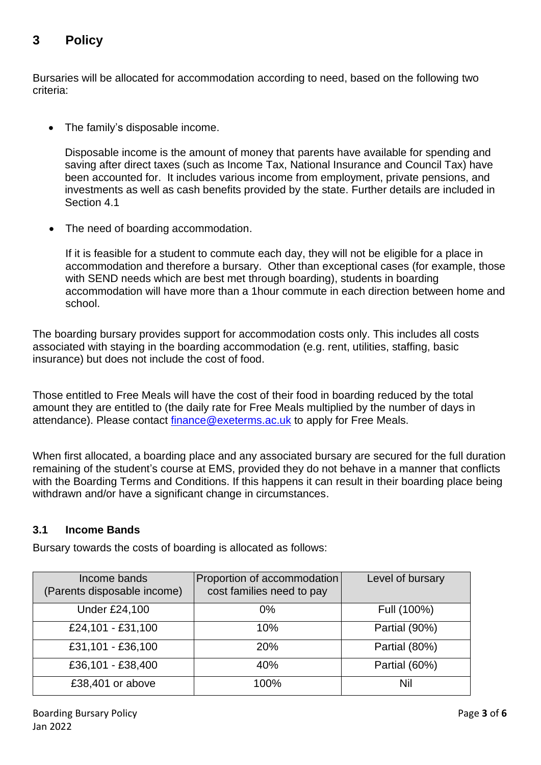## 3 Policy

Bursaries will be allocated for accommodation according to need, based on the following two criteria:

- The family's disposable income.

  Disposable income is the amount of money that parents have available for spending and saving after direct taxes (such as Income Tax, National Insurance and Council Tax) have been accounted for. It includes various income from employment, private pensions, and investments as well as cash benefits provided by the state. Further details are included in Section 4.1

- The need of boarding accommodation.

  If it is feasible for a student to commute each day, they will not be eligible for a place in accommodation and therefore a bursary. Other than exceptional cases (for example, those with SEND needs which are best met through boarding), students in boarding accommodation will have more than a 1hour commute in each direction between home and school.

The boarding bursary provides support for accommodation costs only. This includes all costs associated with staying in the boarding accommodation (e.g. rent, utilities, staffing, basic insurance) but does not include the cost of food.

Those entitled to Free Meals will have the cost of their food in boarding reduced by the total amount they are entitled to (the daily rate for Free Meals multiplied by the number of days in attendance). Please contact finance@exeterms.ac.uk to apply for Free Meals.

When first allocated, a boarding place and any associated bursary are secured for the full duration remaining of the student's course at EMS, provided they do not behave in a manner that conflicts with the Boarding Terms and Conditions. If this happens it can result in their boarding place being withdrawn and/or have a significant change in circumstances.

### 3.1 Income Bands

Bursary towards the costs of boarding is allocated as follows:

| Income bands (Parents disposable income) | Proportion of accommodation cost families need to pay | Level of bursary |
|---|---|---|
| Under £24,100 | 0% | Full (100%) |
| £24,101 - £31,100 | 10% | Partial (90%) |
| £31,101 - £36,100 | 20% | Partial (80%) |
| £36,101 - £38,400 | 40% | Partial (60%) |
| £38,401 or above | 100% | Nil |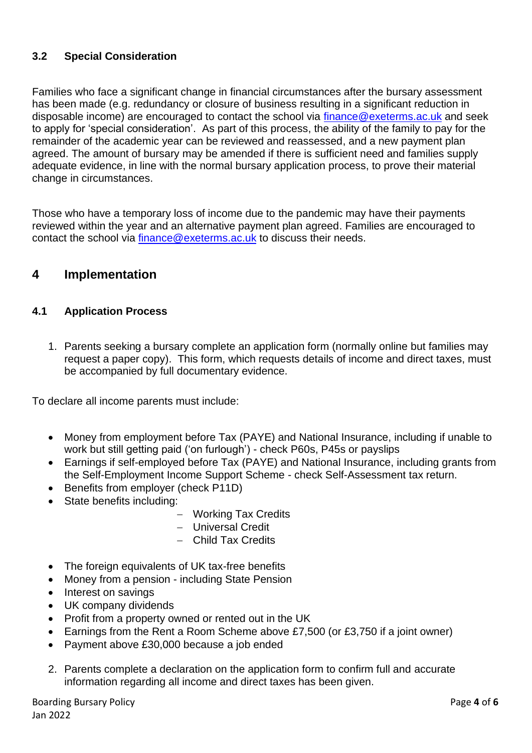### 3.2 Special Consideration

Families who face a significant change in financial circumstances after the bursary assessment has been made (e.g. redundancy or closure of business resulting in a significant reduction in disposable income) are encouraged to contact the school via finance@exeterms.ac.uk and seek to apply for 'special consideration'. As part of this process, the ability of the family to pay for the remainder of the academic year can be reviewed and reassessed, and a new payment plan agreed. The amount of bursary may be amended if there is sufficient need and families supply adequate evidence, in line with the normal bursary application process, to prove their material change in circumstances.

Those who have a temporary loss of income due to the pandemic may have their payments reviewed within the year and an alternative payment plan agreed. Families are encouraged to contact the school via finance@exeterms.ac.uk to discuss their needs.

## 4 Implementation

### 4.1 Application Process

1. Parents seeking a bursary complete an application form (normally online but families may request a paper copy). This form, which requests details of income and direct taxes, must be accompanied by full documentary evidence.

To declare all income parents must include:

- Money from employment before Tax (PAYE) and National Insurance, including if unable to work but still getting paid ('on furlough') - check P60s, P45s or payslips
- Earnings if self-employed before Tax (PAYE) and National Insurance, including grants from the Self-Employment Income Support Scheme - check Self-Assessment tax return.
- Benefits from employer (check P11D)
- State benefits including:
  - Working Tax Credits
  - Universal Credit
  - Child Tax Credits
- The foreign equivalents of UK tax-free benefits
- Money from a pension - including State Pension
- Interest on savings
- UK company dividends
- Profit from a property owned or rented out in the UK
- Earnings from the Rent a Room Scheme above £7,500 (or £3,750 if a joint owner)
- Payment above £30,000 because a job ended

2. Parents complete a declaration on the application form to confirm full and accurate information regarding all income and direct taxes has been given.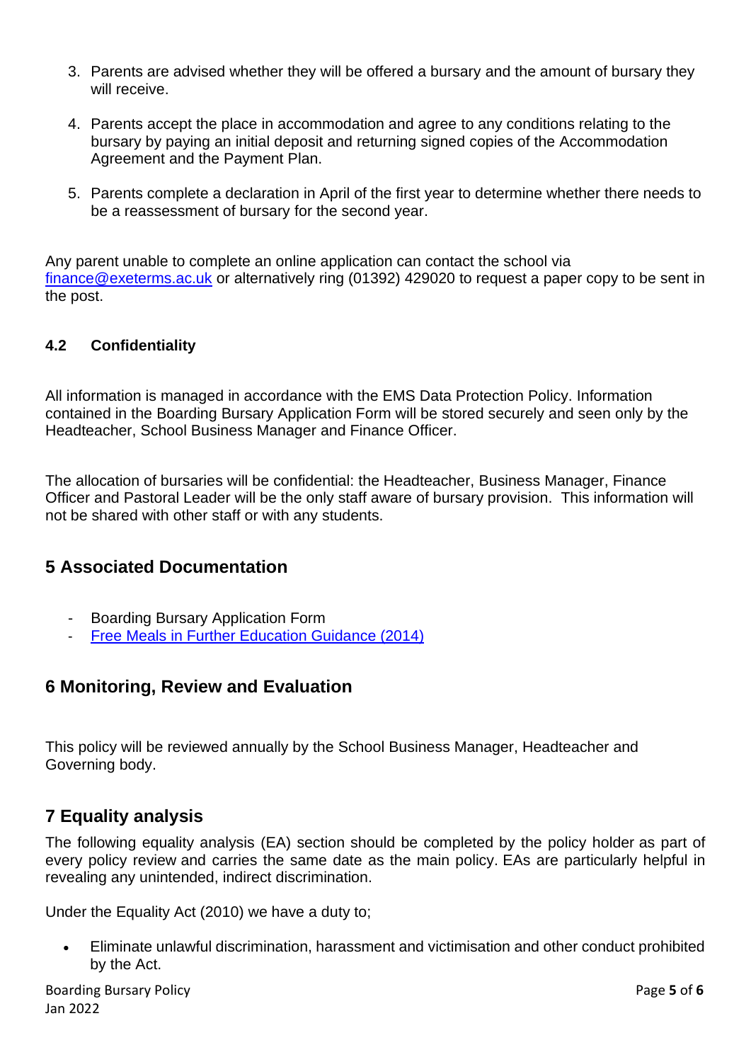3. Parents are advised whether they will be offered a bursary and the amount of bursary they will receive.

4. Parents accept the place in accommodation and agree to any conditions relating to the bursary by paying an initial deposit and returning signed copies of the Accommodation Agreement and the Payment Plan.

5. Parents complete a declaration in April of the first year to determine whether there needs to be a reassessment of bursary for the second year.

Any parent unable to complete an online application can contact the school via finance@exeterms.ac.uk or alternatively ring (01392) 429020 to request a paper copy to be sent in the post.

### 4.2 Confidentiality

All information is managed in accordance with the EMS Data Protection Policy. Information contained in the Boarding Bursary Application Form will be stored securely and seen only by the Headteacher, School Business Manager and Finance Officer.

The allocation of bursaries will be confidential: the Headteacher, Business Manager, Finance Officer and Pastoral Leader will be the only staff aware of bursary provision. This information will not be shared with other staff or with any students.

## 5 Associated Documentation

- Boarding Bursary Application Form
- Free Meals in Further Education Guidance (2014)

## 6 Monitoring, Review and Evaluation

This policy will be reviewed annually by the School Business Manager, Headteacher and Governing body.

## 7 Equality analysis

The following equality analysis (EA) section should be completed by the policy holder as part of every policy review and carries the same date as the main policy. EAs are particularly helpful in revealing any unintended, indirect discrimination.

Under the Equality Act (2010) we have a duty to;

- Eliminate unlawful discrimination, harassment and victimisation and other conduct prohibited by the Act.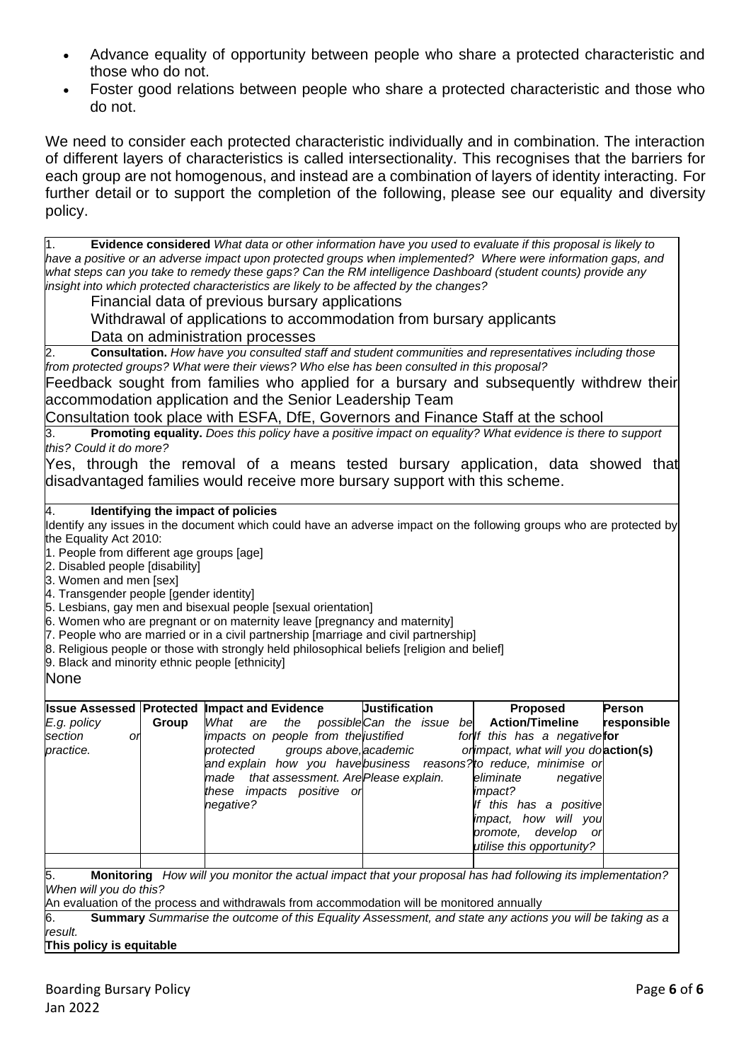- Advance equality of opportunity between people who share a protected characteristic and those who do not.
- Foster good relations between people who share a protected characteristic and those who do not.

We need to consider each protected characteristic individually and in combination. The interaction of different layers of characteristics is called intersectionality. This recognises that the barriers for each group are not homogenous, and instead are a combination of layers of identity interacting. For further detail or to support the completion of the following, please see our equality and diversity policy.

1. **Evidence considered** *What data or other information have you used to evaluate if this proposal is likely to have a positive or an adverse impact upon protected groups when implemented? Where were information gaps, and what steps can you take to remedy these gaps? Can the RM intelligence Dashboard (student counts) provide any insight into which protected characteristics are likely to be affected by the changes?*

Financial data of previous bursary applications
Withdrawal of applications to accommodation from bursary applicants
Data on administration processes

2. **Consultation.** *How have you consulted staff and student communities and representatives including those from protected groups? What were their views? Who else has been consulted in this proposal?*

Feedback sought from families who applied for a bursary and subsequently withdrew their accommodation application and the Senior Leadership Team

Consultation took place with ESFA, DfE, Governors and Finance Staff at the school

3. **Promoting equality.** *Does this policy have a positive impact on equality? What evidence is there to support this? Could it do more?*

Yes, through the removal of a means tested bursary application, data showed that disadvantaged families would receive more bursary support with this scheme.

4. **Identifying the impact of policies**

Identify any issues in the document which could have an adverse impact on the following groups who are protected by the Equality Act 2010:

1. People from different age groups [age]
2. Disabled people [disability]
3. Women and men [sex]
4. Transgender people [gender identity]
5. Lesbians, gay men and bisexual people [sexual orientation]
6. Women who are pregnant or on maternity leave [pregnancy and maternity]
7. People who are married or in a civil partnership [marriage and civil partnership]
8. Religious people or those with strongly held philosophical beliefs [religion and belief]
9. Black and minority ethnic people [ethnicity]

None

| **Issue Assessed** *E.g. policy section or practice.* | **Protected Group** | **Impact and Evidence** *What are the possible impacts on people from the protected groups above, and explain how you have made that assessment. Are these impacts positive or negative?* | **Justification** *Can the issue be justified for academic or business reasons? Please explain.* | **Proposed Action/Timeline** *If this has a negative impact, what will you do to reduce, minimise or eliminate negative impact? If this has a positive impact, how will you promote, develop or utilise this opportunity?* | **Person responsible for action(s)** |
|---|---|---|---|---|---|
| | | | | | |

5. **Monitoring** *How will you monitor the actual impact that your proposal has had following its implementation? When will you do this?*

An evaluation of the process and withdrawals from accommodation will be monitored annually

6. **Summary** *Summarise the outcome of this Equality Assessment, and state any actions you will be taking as a result.*

**This policy is equitable**

Boarding Bursary Policy
Jan 2022